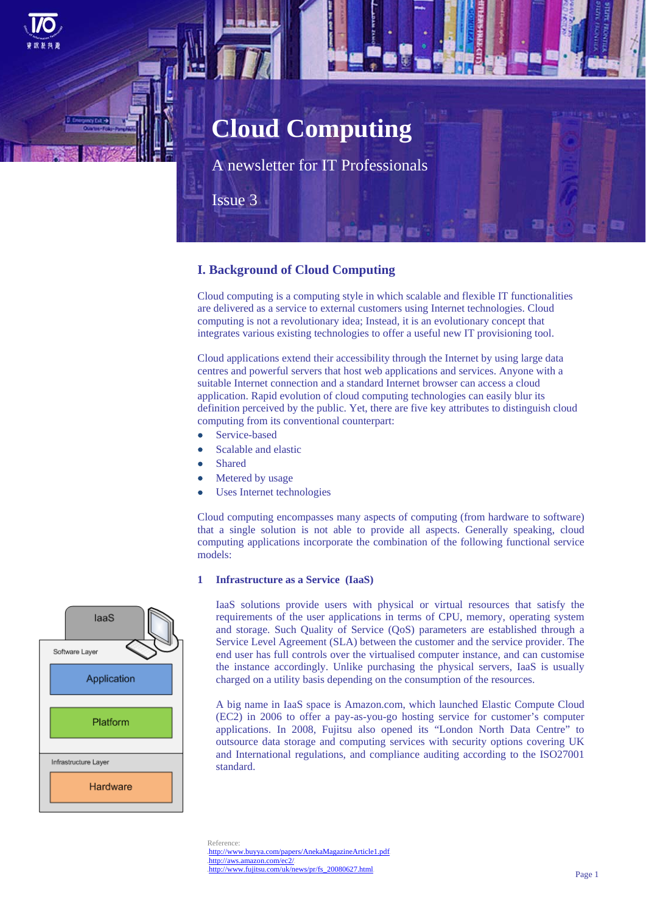# Cloud Computing

A newsletter for IT Professionals

Issue 3

## I. Background of Cloud Computing

Cloud computing is a computing style in which scalable and flexible IT functionalities are delivered as a service to external customers using Internet technologies. Cloud computing is not a revolutionary idea; Instead, it is an evolutionary concept that integrates various existing technologies to offer a useful new IT provisioning tool.

Cloud applications extend their accessibility through the Internet by using large data centres and powerful servers that host web applications and services. Anyone with a suitable Internet connection and a standard Internet browser can access a cloud application. Rapid evolution of cloud computing technologies can easily blur its definition perceived by the public. Yet, there are five key attributes to distinguish cloud computing from its conventional counterpart:

- Service-based
- Scalable and elastic
- Shared
- Metered by usage
- Uses Internet technologies

Cloud computing encompasses many aspects of computing (from hardware to software) that a single solution is not able to provide all aspects. Generally speaking, cloud computing applications incorporate the combination of the following functional service models:

### 1 Infrastructure as a Service (IaaS)

IaaS

Software Layer

Application

Platform

Infrastructure Layer

Hardware

IaaS solutions provide users with physical or virtual resources that satisfy the requirements of the user applications in terms of CPU, memory, operating system and storage. Such Quality of Service (QoS) parameters are established through a Service Level Agreement (SLA) between the customer and the service provider. The end user has full controls over the virtualised computer instance, and can customise the instance accordingly. Unlike purchasing the physical servers, IaaS is usually charged on a utility basis depending on the consumption of the resources.

A big name in IaaS space is Amazon.com, which launched Elastic Compute Cloud (EC2) in 2006 to offer a pay-as-you-go hosting service for customer's computer applications. In 2008, Fujitsu also opened its "London North Data Centre" to outsource data storage and computing services with security options covering UK and International regulations, and compliance auditing according to the ISO27001 standard.

Reference:
http://www.buyya.com/papers/AnekaMagazineArticle1.pdf
http://aws.amazon.com/ec2/
http://www.fujitsu.com/uk/news/pr/fs_20080627.html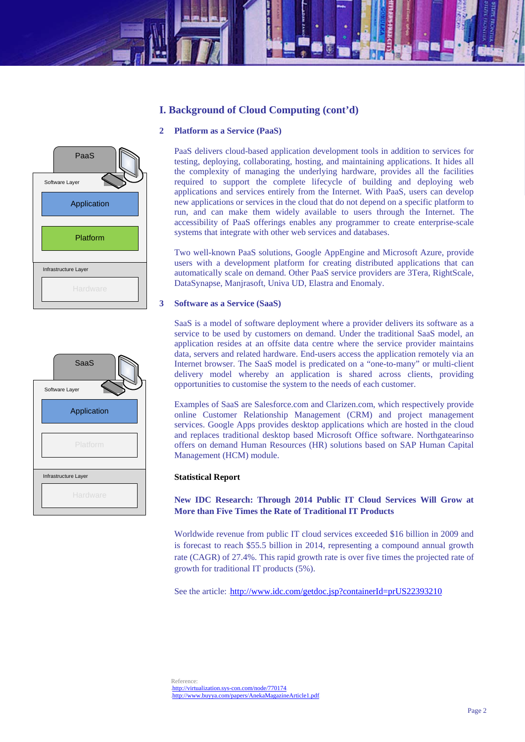# I. Background of Cloud Computing (cont'd)

## 2 Platform as a Service (PaaS)

PaaS delivers cloud-based application development tools in addition to services for testing, deploying, collaborating, hosting, and maintaining applications. It hides all the complexity of managing the underlying hardware, provides all the facilities required to support the complete lifecycle of building and deploying web applications and services entirely from the Internet. With PaaS, users can develop new applications or services in the cloud that do not depend on a specific platform to run, and can make them widely available to users through the Internet. The accessibility of PaaS offerings enables any programmer to create enterprise-scale systems that integrate with other web services and databases.

Two well-known PaaS solutions, Google AppEngine and Microsoft Azure, provide users with a development platform for creating distributed applications that can automatically scale on demand. Other PaaS service providers are 3Tera, RightScale, DataSynapse, Manjrasoft, Univa UD, Elastra and Enomaly.

PaaS

Software Layer

Application

Platform

Infrastructure Layer

Hardware

## 3 Software as a Service (SaaS)

SaaS is a model of software deployment where a provider delivers its software as a service to be used by customers on demand. Under the traditional SaaS model, an application resides at an offsite data centre where the service provider maintains data, servers and related hardware. End-users access the application remotely via an Internet browser. The SaaS model is predicated on a "one-to-many" or multi-client delivery model whereby an application is shared across clients, providing opportunities to customise the system to the needs of each customer.

Examples of SaaS are Salesforce.com and Clarizen.com, which respectively provide online Customer Relationship Management (CRM) and project management services. Google Apps provides desktop applications which are hosted in the cloud and replaces traditional desktop based Microsoft Office software. Northgatearinso offers on demand Human Resources (HR) solutions based on SAP Human Capital Management (HCM) module.

SaaS

Software Layer

Application

Platform

Infrastructure Layer

Hardware

**Statistical Report**

**New IDC Research: Through 2014 Public IT Cloud Services Will Grow at More than Five Times the Rate of Traditional IT Products**

Worldwide revenue from public IT cloud services exceeded \$16 billion in 2009 and is forecast to reach \$55.5 billion in 2014, representing a compound annual growth rate (CAGR) of 27.4%. This rapid growth rate is over five times the projected rate of growth for traditional IT products (5%).

See the article: http://www.idc.com/getdoc.jsp?containerId=prUS22393210

Reference:
http://virtualization.sys-con.com/node/770174
http://www.buyya.com/papers/AnekaMagazineArticle1.pdf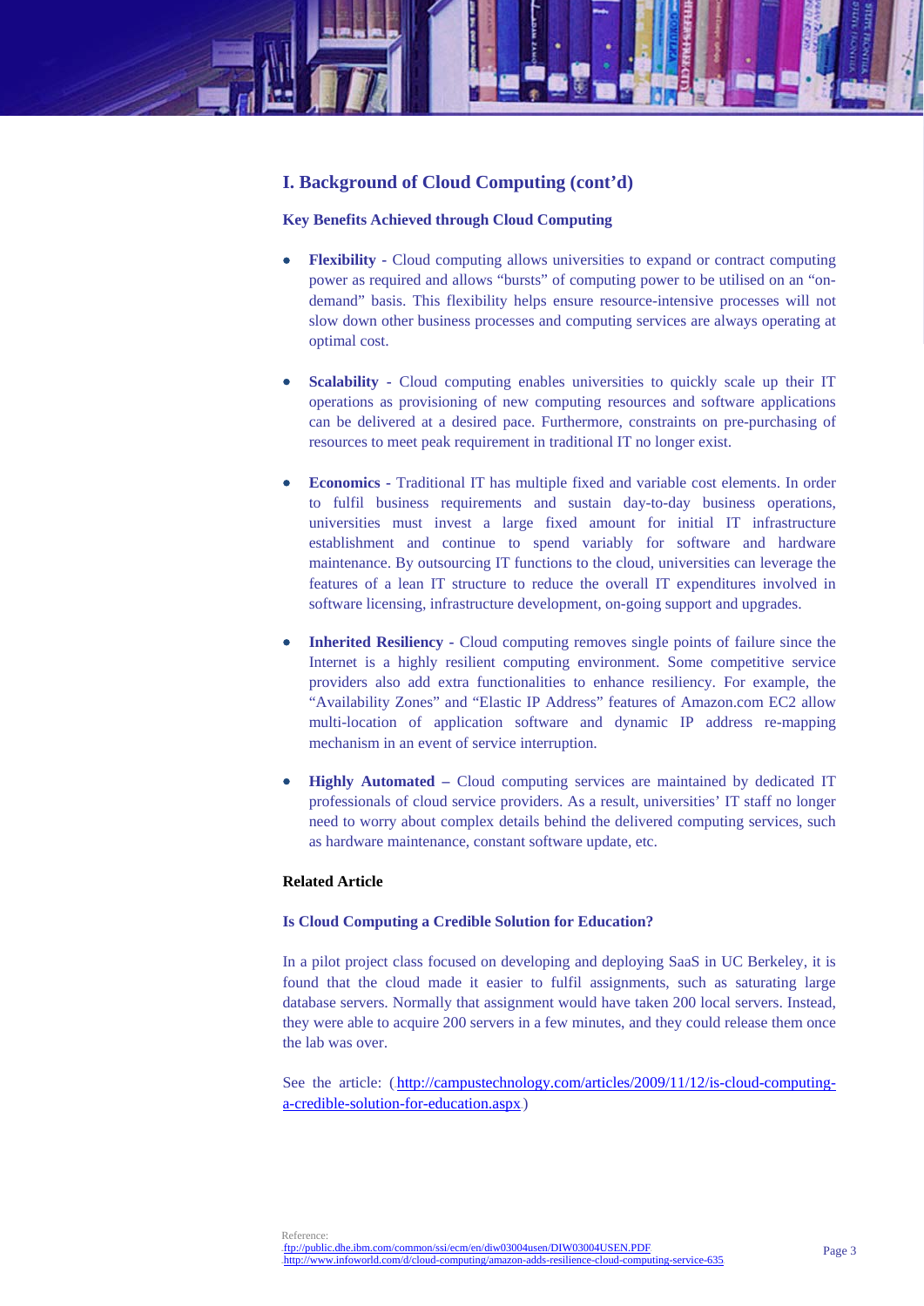## I. Background of Cloud Computing (cont'd)

### Key Benefits Achieved through Cloud Computing

- **Flexibility** - Cloud computing allows universities to expand or contract computing power as required and allows "bursts" of computing power to be utilised on an "on-demand" basis. This flexibility helps ensure resource-intensive processes will not slow down other business processes and computing services are always operating at optimal cost.

- **Scalability** - Cloud computing enables universities to quickly scale up their IT operations as provisioning of new computing resources and software applications can be delivered at a desired pace. Furthermore, constraints on pre-purchasing of resources to meet peak requirement in traditional IT no longer exist.

- **Economics** - Traditional IT has multiple fixed and variable cost elements. In order to fulfil business requirements and sustain day-to-day business operations, universities must invest a large fixed amount for initial IT infrastructure establishment and continue to spend variably for software and hardware maintenance. By outsourcing IT functions to the cloud, universities can leverage the features of a lean IT structure to reduce the overall IT expenditures involved in software licensing, infrastructure development, on-going support and upgrades.

- **Inherited Resiliency** - Cloud computing removes single points of failure since the Internet is a highly resilient computing environment. Some competitive service providers also add extra functionalities to enhance resiliency. For example, the "Availability Zones" and "Elastic IP Address" features of Amazon.com EC2 allow multi-location of application software and dynamic IP address re-mapping mechanism in an event of service interruption.

- **Highly Automated** – Cloud computing services are maintained by dedicated IT professionals of cloud service providers. As a result, universities' IT staff no longer need to worry about complex details behind the delivered computing services, such as hardware maintenance, constant software update, etc.

**Related Article**

**Is Cloud Computing a Credible Solution for Education?**

In a pilot project class focused on developing and deploying SaaS in UC Berkeley, it is found that the cloud made it easier to fulfil assignments, such as saturating large database servers. Normally that assignment would have taken 200 local servers. Instead, they were able to acquire 200 servers in a few minutes, and they could release them once the lab was over.

See the article: (http://campustechnology.com/articles/2009/11/12/is-cloud-computing-a-credible-solution-for-education.aspx)

Reference:
ftp://public.dhe.ibm.com/common/ssi/ecm/en/diw03004usen/DIW03004USEN.PDF
http://www.infoworld.com/d/cloud-computing/amazon-adds-resilience-cloud-computing-service-635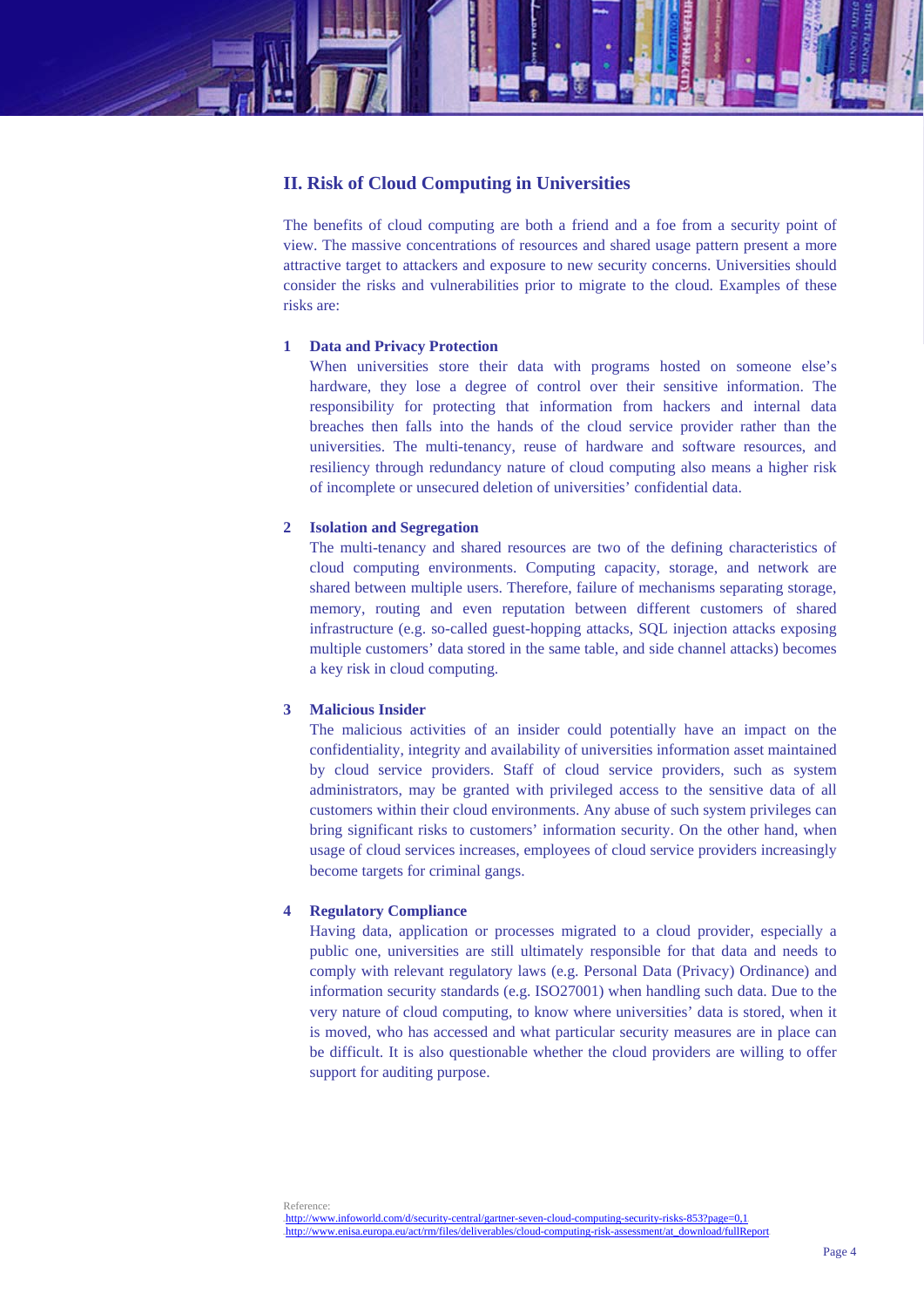## II. Risk of Cloud Computing in Universities

The benefits of cloud computing are both a friend and a foe from a security point of view. The massive concentrations of resources and shared usage pattern present a more attractive target to attackers and exposure to new security concerns. Universities should consider the risks and vulnerabilities prior to migrate to the cloud. Examples of these risks are:

**1 Data and Privacy Protection**

When universities store their data with programs hosted on someone else's hardware, they lose a degree of control over their sensitive information. The responsibility for protecting that information from hackers and internal data breaches then falls into the hands of the cloud service provider rather than the universities. The multi-tenancy, reuse of hardware and software resources, and resiliency through redundancy nature of cloud computing also means a higher risk of incomplete or unsecured deletion of universities' confidential data.

**2 Isolation and Segregation**

The multi-tenancy and shared resources are two of the defining characteristics of cloud computing environments. Computing capacity, storage, and network are shared between multiple users. Therefore, failure of mechanisms separating storage, memory, routing and even reputation between different customers of shared infrastructure (e.g. so-called guest-hopping attacks, SQL injection attacks exposing multiple customers' data stored in the same table, and side channel attacks) becomes a key risk in cloud computing.

**3 Malicious Insider**

The malicious activities of an insider could potentially have an impact on the confidentiality, integrity and availability of universities information asset maintained by cloud service providers. Staff of cloud service providers, such as system administrators, may be granted with privileged access to the sensitive data of all customers within their cloud environments. Any abuse of such system privileges can bring significant risks to customers' information security. On the other hand, when usage of cloud services increases, employees of cloud service providers increasingly become targets for criminal gangs.

**4 Regulatory Compliance**

Having data, application or processes migrated to a cloud provider, especially a public one, universities are still ultimately responsible for that data and needs to comply with relevant regulatory laws (e.g. Personal Data (Privacy) Ordinance) and information security standards (e.g. ISO27001) when handling such data. Due to the very nature of cloud computing, to know where universities' data is stored, when it is moved, who has accessed and what particular security measures are in place can be difficult. It is also questionable whether the cloud providers are willing to offer support for auditing purpose.

Reference:
http://www.infoworld.com/d/security-central/gartner-seven-cloud-computing-security-risks-853?page=0,1
http://www.enisa.europa.eu/act/rm/files/deliverables/cloud-computing-risk-assessment/at_download/fullReport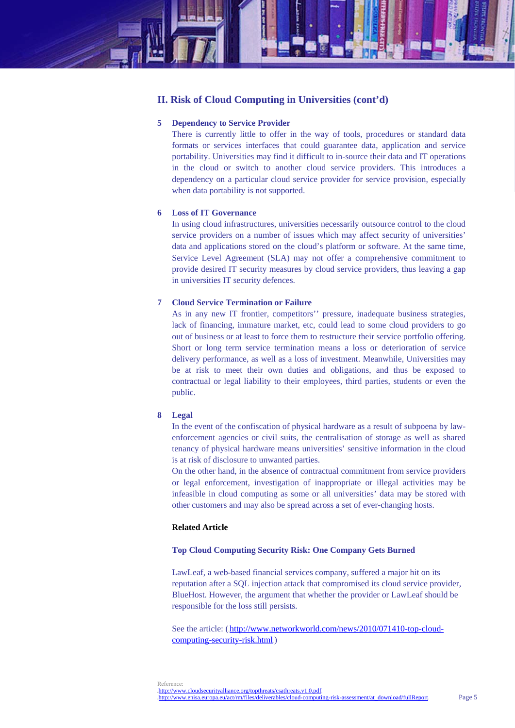## II. Risk of Cloud Computing in Universities (cont'd)

**5 Dependency to Service Provider**

There is currently little to offer in the way of tools, procedures or standard data formats or services interfaces that could guarantee data, application and service portability. Universities may find it difficult to in-source their data and IT operations in the cloud or switch to another cloud service providers. This introduces a dependency on a particular cloud service provider for service provision, especially when data portability is not supported.

**6 Loss of IT Governance**

In using cloud infrastructures, universities necessarily outsource control to the cloud service providers on a number of issues which may affect security of universities' data and applications stored on the cloud's platform or software. At the same time, Service Level Agreement (SLA) may not offer a comprehensive commitment to provide desired IT security measures by cloud service providers, thus leaving a gap in universities IT security defences.

**7 Cloud Service Termination or Failure**

As in any new IT frontier, competitors'' pressure, inadequate business strategies, lack of financing, immature market, etc, could lead to some cloud providers to go out of business or at least to force them to restructure their service portfolio offering. Short or long term service termination means a loss or deterioration of service delivery performance, as well as a loss of investment. Meanwhile, Universities may be at risk to meet their own duties and obligations, and thus be exposed to contractual or legal liability to their employees, third parties, students or even the public.

**8 Legal**

In the event of the confiscation of physical hardware as a result of subpoena by law-enforcement agencies or civil suits, the centralisation of storage as well as shared tenancy of physical hardware means universities' sensitive information in the cloud is at risk of disclosure to unwanted parties.

On the other hand, in the absence of contractual commitment from service providers or legal enforcement, investigation of inappropriate or illegal activities may be infeasible in cloud computing as some or all universities' data may be stored with other customers and may also be spread across a set of ever-changing hosts.

**Related Article**

**Top Cloud Computing Security Risk: One Company Gets Burned**

LawLeaf, a web-based financial services company, suffered a major hit on its reputation after a SQL injection attack that compromised its cloud service provider, BlueHost. However, the argument that whether the provider or LawLeaf should be responsible for the loss still persists.

See the article: (http://www.networkworld.com/news/2010/071410-top-cloud-computing-security-risk.html)

Reference:
http://www.cloudsecurityalliance.org/topthreats/csathreats.v1.0.pdf
http://www.enisa.europa.eu/act/rm/files/deliverables/cloud-computing-risk-assessment/at_download/fullReport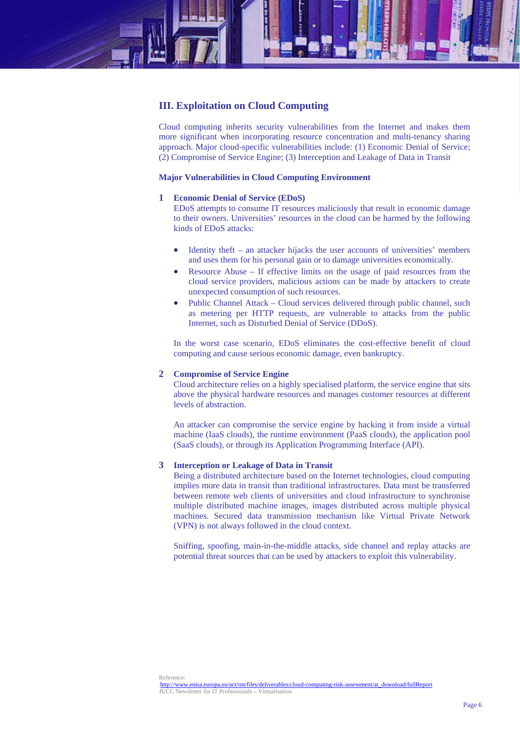## III. Exploitation on Cloud Computing

Cloud computing inherits security vulnerabilities from the Internet and makes them more significant when incorporating resource concentration and multi-tenancy sharing approach. Major cloud-specific vulnerabilities include: (1) Economic Denial of Service; (2) Compromise of Service Engine; (3) Interception and Leakage of Data in Transit

### Major Vulnerabilities in Cloud Computing Environment

1. **Economic Denial of Service (EDoS)**

   EDoS attempts to consume IT resources maliciously that result in economic damage to their owners. Universities' resources in the cloud can be harmed by the following kinds of EDoS attacks:

   - Identity theft – an attacker hijacks the user accounts of universities' members and uses them for his personal gain or to damage universities economically.
   - Resource Abuse – If effective limits on the usage of paid resources from the cloud service providers, malicious actions can be made by attackers to create unexpected consumption of such resources.
   - Public Channel Attack – Cloud services delivered through public channel, such as metering per HTTP requests, are vulnerable to attacks from the public Internet, such as Disturbed Denial of Service (DDoS).

   In the worst case scenario, EDoS eliminates the cost-effective benefit of cloud computing and cause serious economic damage, even bankruptcy.

2. **Compromise of Service Engine**

   Cloud architecture relies on a highly specialised platform, the service engine that sits above the physical hardware resources and manages customer resources at different levels of abstraction.

   An attacker can compromise the service engine by hacking it from inside a virtual machine (IaaS clouds), the runtime environment (PaaS clouds), the application pool (SaaS clouds), or through its Application Programming Interface (API).

3. **Interception or Leakage of Data in Transit**

   Being a distributed architecture based on the Internet technologies, cloud computing implies more data in transit than traditional infrastructures. Data must be transferred between remote web clients of universities and cloud infrastructure to synchronise multiple distributed machine images, images distributed across multiple physical machines. Secured data transmission mechanism like Virtual Private Network (VPN) is not always followed in the cloud context.

   Sniffing, spoofing, main-in-the-middle attacks, side channel and replay attacks are potential threat sources that can be used by attackers to exploit this vulnerability.

Reference:
http://www.enisa.europa.eu/act/rm/files/deliverables/cloud-computing-risk-assessment/at_download/fullReport
JUCC Newsletter for IT Professionals – Virtualisation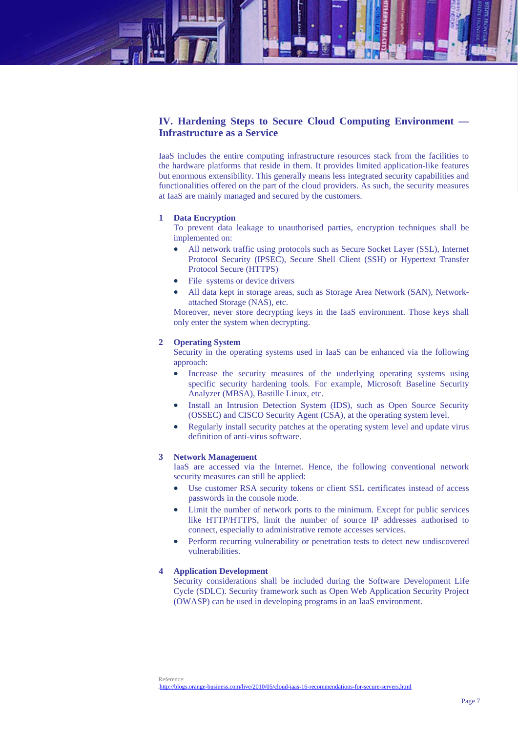## IV. Hardening Steps to Secure Cloud Computing Environment — Infrastructure as a Service

IaaS includes the entire computing infrastructure resources stack from the facilities to the hardware platforms that reside in them. It provides limited application-like features but enormous extensibility. This generally means less integrated security capabilities and functionalities offered on the part of the cloud providers. As such, the security measures at IaaS are mainly managed and secured by the customers.

### 1 Data Encryption

To prevent data leakage to unauthorised parties, encryption techniques shall be implemented on:

- All network traffic using protocols such as Secure Socket Layer (SSL), Internet Protocol Security (IPSEC), Secure Shell Client (SSH) or Hypertext Transfer Protocol Secure (HTTPS)
- File systems or device drivers
- All data kept in storage areas, such as Storage Area Network (SAN), Network-attached Storage (NAS), etc.

Moreover, never store decrypting keys in the IaaS environment. Those keys shall only enter the system when decrypting.

### 2 Operating System

Security in the operating systems used in IaaS can be enhanced via the following approach:

- Increase the security measures of the underlying operating systems using specific security hardening tools. For example, Microsoft Baseline Security Analyzer (MBSA), Bastille Linux, etc.
- Install an Intrusion Detection System (IDS), such as Open Source Security (OSSEC) and CISCO Security Agent (CSA), at the operating system level.
- Regularly install security patches at the operating system level and update virus definition of anti-virus software.

### 3 Network Management

IaaS are accessed via the Internet. Hence, the following conventional network security measures can still be applied:

- Use customer RSA security tokens or client SSL certificates instead of access passwords in the console mode.
- Limit the number of network ports to the minimum. Except for public services like HTTP/HTTPS, limit the number of source IP addresses authorised to connect, especially to administrative remote accesses services.
- Perform recurring vulnerability or penetration tests to detect new undiscovered vulnerabilities.

### 4 Application Development

Security considerations shall be included during the Software Development Life Cycle (SDLC). Security framework such as Open Web Application Security Project (OWASP) can be used in developing programs in an IaaS environment.

Reference:
http://blogs.orange-business.com/live/2010/05/cloud-iaas-16-recommendations-for-secure-servers.html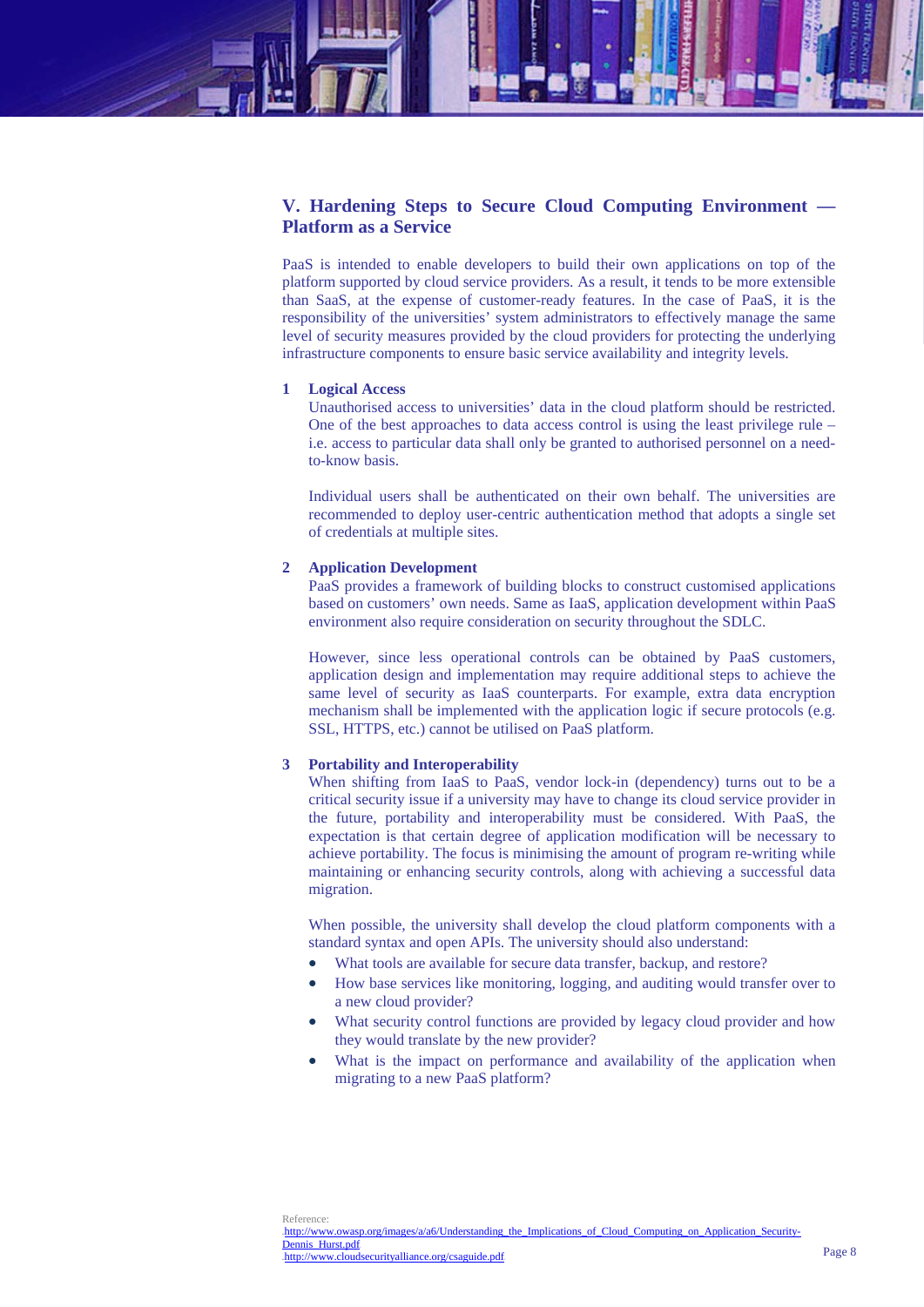## V. Hardening Steps to Secure Cloud Computing Environment — Platform as a Service

PaaS is intended to enable developers to build their own applications on top of the platform supported by cloud service providers. As a result, it tends to be more extensible than SaaS, at the expense of customer-ready features. In the case of PaaS, it is the responsibility of the universities' system administrators to effectively manage the same level of security measures provided by the cloud providers for protecting the underlying infrastructure components to ensure basic service availability and integrity levels.

### 1 Logical Access

Unauthorised access to universities' data in the cloud platform should be restricted. One of the best approaches to data access control is using the least privilege rule – i.e. access to particular data shall only be granted to authorised personnel on a need-to-know basis.

Individual users shall be authenticated on their own behalf. The universities are recommended to deploy user-centric authentication method that adopts a single set of credentials at multiple sites.

### 2 Application Development

PaaS provides a framework of building blocks to construct customised applications based on customers' own needs. Same as IaaS, application development within PaaS environment also require consideration on security throughout the SDLC.

However, since less operational controls can be obtained by PaaS customers, application design and implementation may require additional steps to achieve the same level of security as IaaS counterparts. For example, extra data encryption mechanism shall be implemented with the application logic if secure protocols (e.g. SSL, HTTPS, etc.) cannot be utilised on PaaS platform.

### 3 Portability and Interoperability

When shifting from IaaS to PaaS, vendor lock-in (dependency) turns out to be a critical security issue if a university may have to change its cloud service provider in the future, portability and interoperability must be considered. With PaaS, the expectation is that certain degree of application modification will be necessary to achieve portability. The focus is minimising the amount of program re-writing while maintaining or enhancing security controls, along with achieving a successful data migration.

When possible, the university shall develop the cloud platform components with a standard syntax and open APIs. The university should also understand:

- What tools are available for secure data transfer, backup, and restore?
- How base services like monitoring, logging, and auditing would transfer over to a new cloud provider?
- What security control functions are provided by legacy cloud provider and how they would translate by the new provider?
- What is the impact on performance and availability of the application when migrating to a new PaaS platform?

Reference:
http://www.owasp.org/images/a/a6/Understanding_the_Implications_of_Cloud_Computing_on_Application_Security-Dennis_Hurst.pdf
http://www.cloudsecurityalliance.org/csaguide.pdf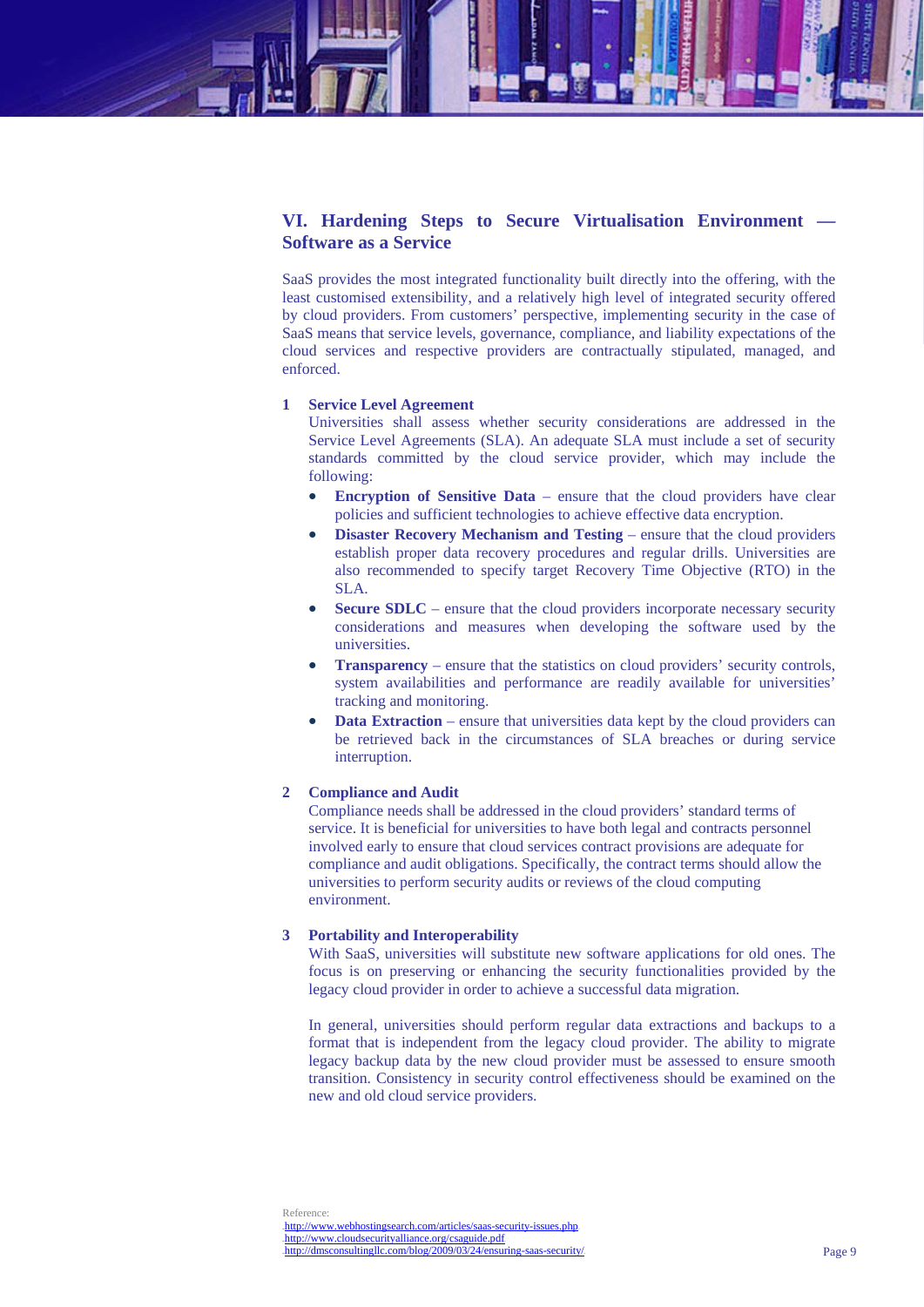## VI. Hardening Steps to Secure Virtualisation Environment — Software as a Service

SaaS provides the most integrated functionality built directly into the offering, with the least customised extensibility, and a relatively high level of integrated security offered by cloud providers. From customers' perspective, implementing security in the case of SaaS means that service levels, governance, compliance, and liability expectations of the cloud services and respective providers are contractually stipulated, managed, and enforced.

1. **Service Level Agreement**

   Universities shall assess whether security considerations are addressed in the Service Level Agreements (SLA). An adequate SLA must include a set of security standards committed by the cloud service provider, which may include the following:

   - **Encryption of Sensitive Data** – ensure that the cloud providers have clear policies and sufficient technologies to achieve effective data encryption.
   - **Disaster Recovery Mechanism and Testing** – ensure that the cloud providers establish proper data recovery procedures and regular drills. Universities are also recommended to specify target Recovery Time Objective (RTO) in the SLA.
   - **Secure SDLC** – ensure that the cloud providers incorporate necessary security considerations and measures when developing the software used by the universities.
   - **Transparency** – ensure that the statistics on cloud providers' security controls, system availabilities and performance are readily available for universities' tracking and monitoring.
   - **Data Extraction** – ensure that universities data kept by the cloud providers can be retrieved back in the circumstances of SLA breaches or during service interruption.

2. **Compliance and Audit**

   Compliance needs shall be addressed in the cloud providers' standard terms of service. It is beneficial for universities to have both legal and contracts personnel involved early to ensure that cloud services contract provisions are adequate for compliance and audit obligations. Specifically, the contract terms should allow the universities to perform security audits or reviews of the cloud computing environment.

3. **Portability and Interoperability**

   With SaaS, universities will substitute new software applications for old ones. The focus is on preserving or enhancing the security functionalities provided by the legacy cloud provider in order to achieve a successful data migration.

   In general, universities should perform regular data extractions and backups to a format that is independent from the legacy cloud provider. The ability to migrate legacy backup data by the new cloud provider must be assessed to ensure smooth transition. Consistency in security control effectiveness should be examined on the new and old cloud service providers.

Reference:
http://www.webhostingsearch.com/articles/saas-security-issues.php
http://www.cloudsecurityalliance.org/csaguide.pdf
http://dmsconsultingllc.com/blog/2009/03/24/ensuring-saas-security/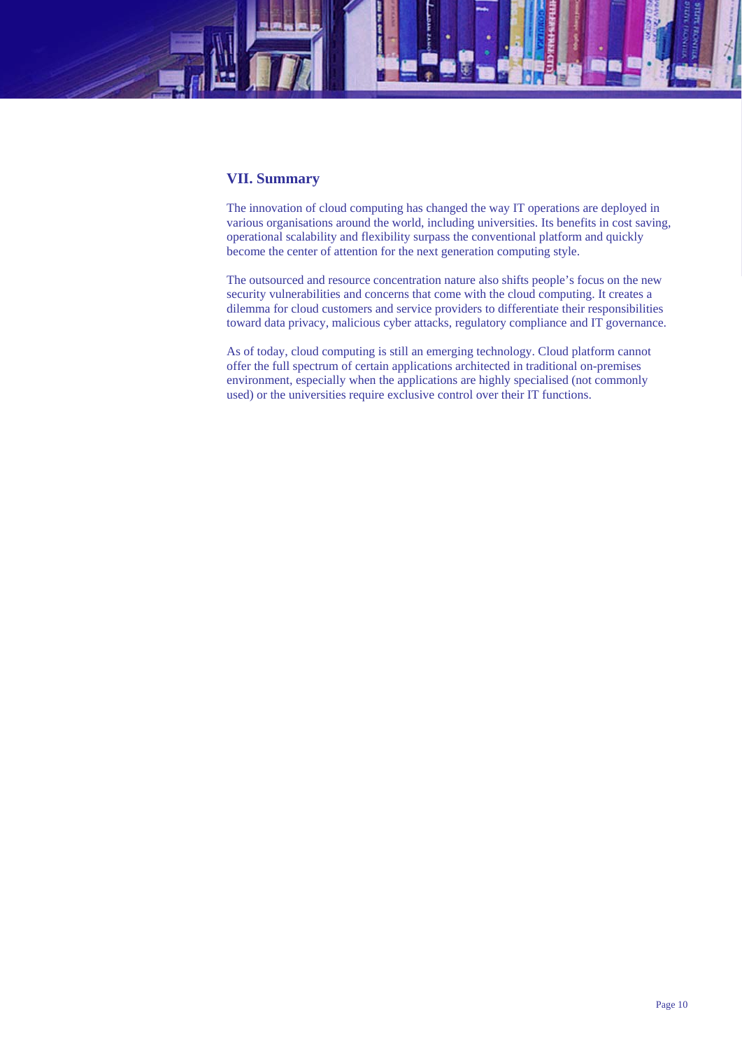## VII. Summary

The innovation of cloud computing has changed the way IT operations are deployed in various organisations around the world, including universities. Its benefits in cost saving, operational scalability and flexibility surpass the conventional platform and quickly become the center of attention for the next generation computing style.

The outsourced and resource concentration nature also shifts people's focus on the new security vulnerabilities and concerns that come with the cloud computing. It creates a dilemma for cloud customers and service providers to differentiate their responsibilities toward data privacy, malicious cyber attacks, regulatory compliance and IT governance.

As of today, cloud computing is still an emerging technology. Cloud platform cannot offer the full spectrum of certain applications architected in traditional on-premises environment, especially when the applications are highly specialised (not commonly used) or the universities require exclusive control over their IT functions.